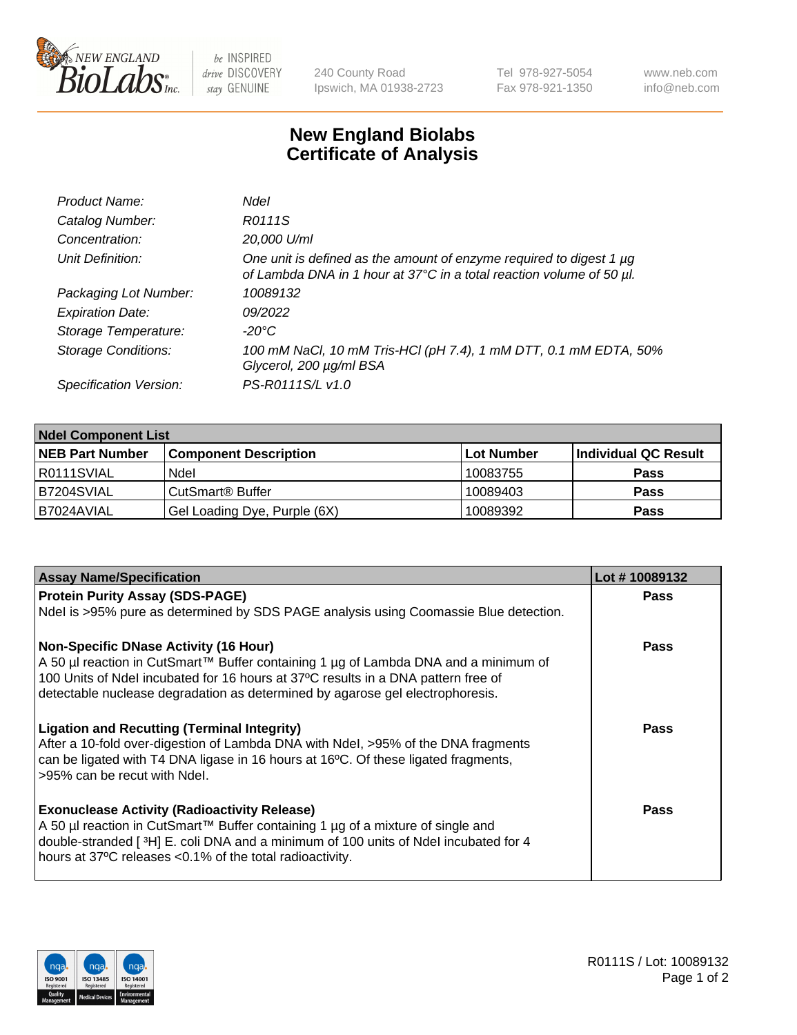# New England Biolabs Certificate of Analysis

| | |
|---|---|
| *Product Name:* | *NdeI* |
| *Catalog Number:* | *R0111S* |
| *Concentration:* | *20,000 U/ml* |
| *Unit Definition:* | *One unit is defined as the amount of enzyme required to digest 1 µg of Lambda DNA in 1 hour at 37°C in a total reaction volume of 50 µl.* |
| *Packaging Lot Number:* | *10089132* |
| *Expiration Date:* | *09/2022* |
| *Storage Temperature:* | *-20°C* |
| *Storage Conditions:* | *100 mM NaCl, 10 mM Tris-HCl (pH 7.4), 1 mM DTT, 0.1 mM EDTA, 50% Glycerol, 200 µg/ml BSA* |
| *Specification Version:* | *PS-R0111S/L v1.0* |

| NdeI Component List | | | |
|---|---|---|---|
| **NEB Part Number** | **Component Description** | **Lot Number** | **Individual QC Result** |
| R0111SVIAL | NdeI | 10083755 | **Pass** |
| B7204SVIAL | CutSmart® Buffer | 10089403 | **Pass** |
| B7024AVIAL | Gel Loading Dye, Purple (6X) | 10089392 | **Pass** |

| Assay Name/Specification | Lot # 10089132 |
|---|---|
| **Protein Purity Assay (SDS-PAGE)**<br>NdeI is >95% pure as determined by SDS PAGE analysis using Coomassie Blue detection. | **Pass** |
| **Non-Specific DNase Activity (16 Hour)**<br>A 50 µl reaction in CutSmart™ Buffer containing 1 µg of Lambda DNA and a minimum of 100 Units of NdeI incubated for 16 hours at 37ºC results in a DNA pattern free of detectable nuclease degradation as determined by agarose gel electrophoresis. | **Pass** |
| **Ligation and Recutting (Terminal Integrity)**<br>After a 10-fold over-digestion of Lambda DNA with NdeI, >95% of the DNA fragments can be ligated with T4 DNA ligase in 16 hours at 16ºC. Of these ligated fragments, >95% can be recut with NdeI. | **Pass** |
| **Exonuclease Activity (Radioactivity Release)**<br>A 50 µl reaction in CutSmart™ Buffer containing 1 µg of a mixture of single and double-stranded [ $^{3}$H] E. coli DNA and a minimum of 100 units of NdeI incubated for 4 hours at 37ºC releases <0.1% of the total radioactivity. | **Pass** |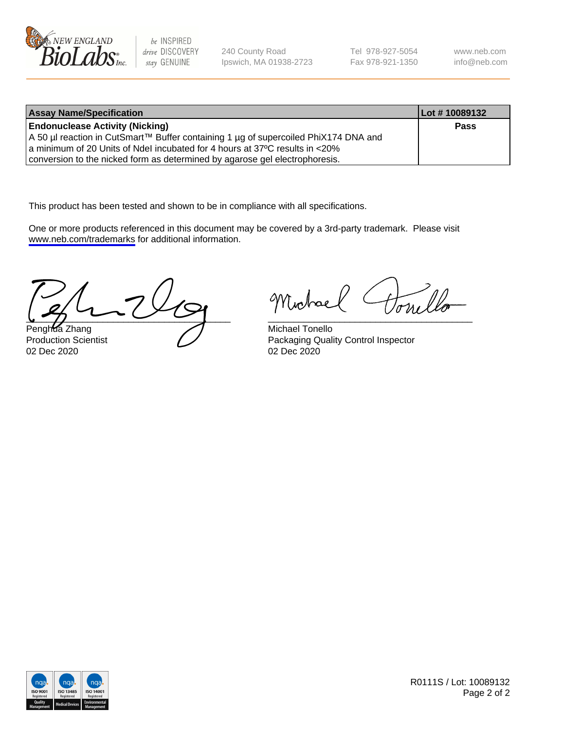| Assay Name/Specification | Lot # 10089132 |
| --- | --- |
| **Endonuclease Activity (Nicking)**<br>A 50 µl reaction in CutSmart™ Buffer containing 1 µg of supercoiled PhiX174 DNA and a minimum of 20 Units of NdeI incubated for 4 hours at 37ºC results in <20% conversion to the nicked form as determined by agarose gel electrophoresis. | **Pass** |

This product has been tested and shown to be in compliance with all specifications.

One or more products referenced in this document may be covered by a 3rd-party trademark. Please visit www.neb.com/trademarks for additional information.

Penghua Zhang
Production Scientist
02 Dec 2020

Michael Tonello
Packaging Quality Control Inspector
02 Dec 2020

R0111S / Lot: 10089132